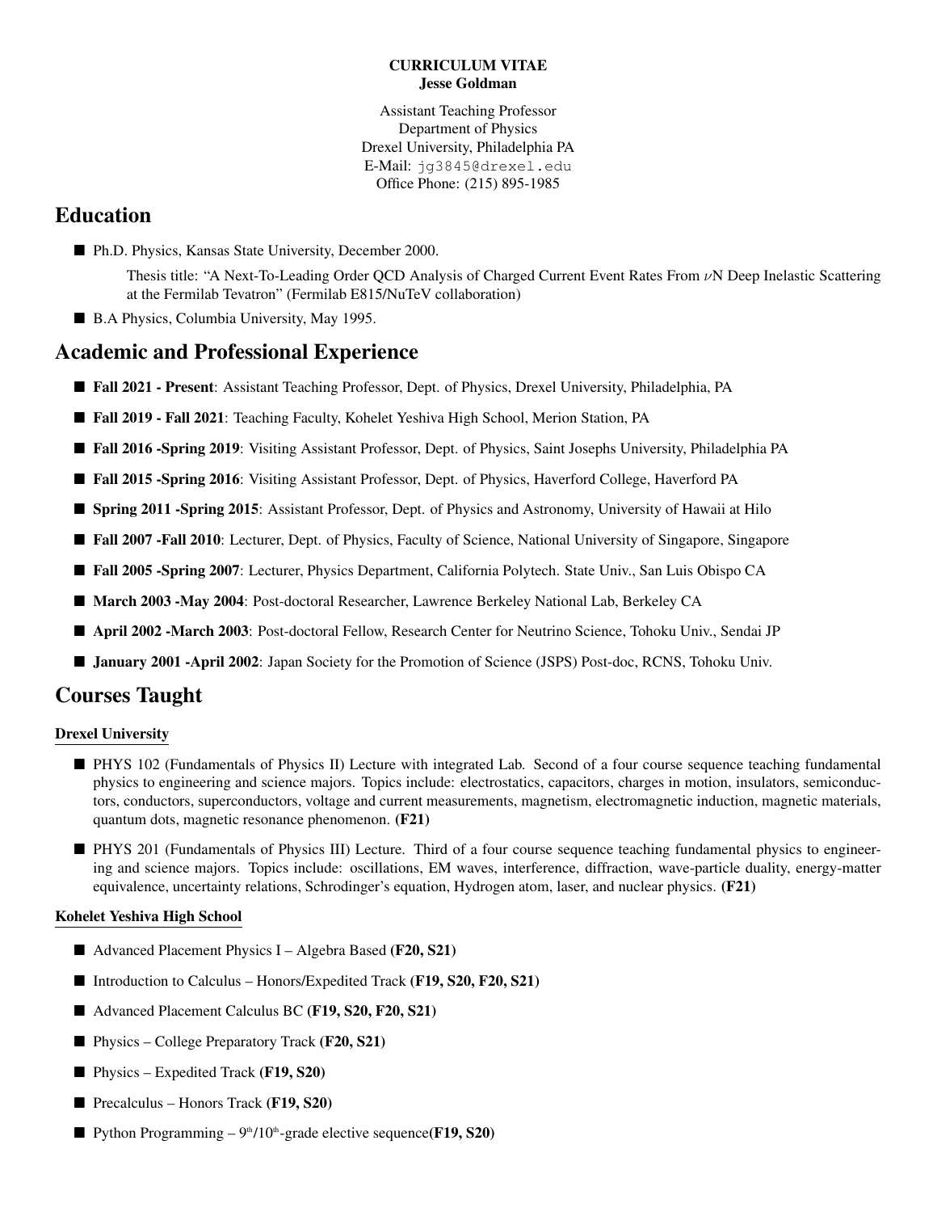**CURRICULUM VITAE**
**Jesse Goldman**

Assistant Teaching Professor
Department of Physics
Drexel University, Philadelphia PA
E-Mail: jg3845@drexel.edu
Office Phone: (215) 895-1985

# Education

- Ph.D. Physics, Kansas State University, December 2000.

  Thesis title: "A Next-To-Leading Order QCD Analysis of Charged Current Event Rates From $\nu$N Deep Inelastic Scattering at the Fermilab Tevatron" (Fermilab E815/NuTeV collaboration)

- B.A Physics, Columbia University, May 1995.

# Academic and Professional Experience

- **Fall 2021 - Present**: Assistant Teaching Professor, Dept. of Physics, Drexel University, Philadelphia, PA
- **Fall 2019 - Fall 2021**: Teaching Faculty, Kohelet Yeshiva High School, Merion Station, PA
- **Fall 2016 -Spring 2019**: Visiting Assistant Professor, Dept. of Physics, Saint Josephs University, Philadelphia PA
- **Fall 2015 -Spring 2016**: Visiting Assistant Professor, Dept. of Physics, Haverford College, Haverford PA
- **Spring 2011 -Spring 2015**: Assistant Professor, Dept. of Physics and Astronomy, University of Hawaii at Hilo
- **Fall 2007 -Fall 2010**: Lecturer, Dept. of Physics, Faculty of Science, National University of Singapore, Singapore
- **Fall 2005 -Spring 2007**: Lecturer, Physics Department, California Polytech. State Univ., San Luis Obispo CA
- **March 2003 -May 2004**: Post-doctoral Researcher, Lawrence Berkeley National Lab, Berkeley CA
- **April 2002 -March 2003**: Post-doctoral Fellow, Research Center for Neutrino Science, Tohoku Univ., Sendai JP
- **January 2001 -April 2002**: Japan Society for the Promotion of Science (JSPS) Post-doc, RCNS, Tohoku Univ.

# Courses Taught

### Drexel University

- PHYS 102 (Fundamentals of Physics II) Lecture with integrated Lab. Second of a four course sequence teaching fundamental physics to engineering and science majors. Topics include: electrostatics, capacitors, charges in motion, insulators, semiconductors, conductors, superconductors, voltage and current measurements, magnetism, electromagnetic induction, magnetic materials, quantum dots, magnetic resonance phenomenon. **(F21)**
- PHYS 201 (Fundamentals of Physics III) Lecture. Third of a four course sequence teaching fundamental physics to engineering and science majors. Topics include: oscillations, EM waves, interference, diffraction, wave-particle duality, energy-matter equivalence, uncertainty relations, Schrodinger's equation, Hydrogen atom, laser, and nuclear physics. **(F21)**

### Kohelet Yeshiva High School

- Advanced Placement Physics I – Algebra Based **(F20, S21)**
- Introduction to Calculus – Honors/Expedited Track **(F19, S20, F20, S21)**
- Advanced Placement Calculus BC **(F19, S20, F20, S21)**
- Physics – College Preparatory Track **(F20, S21)**
- Physics – Expedited Track **(F19, S20)**
- Precalculus – Honors Track **(F19, S20)**
- Python Programming – 9th/10th-grade elective sequence**(F19, S20)**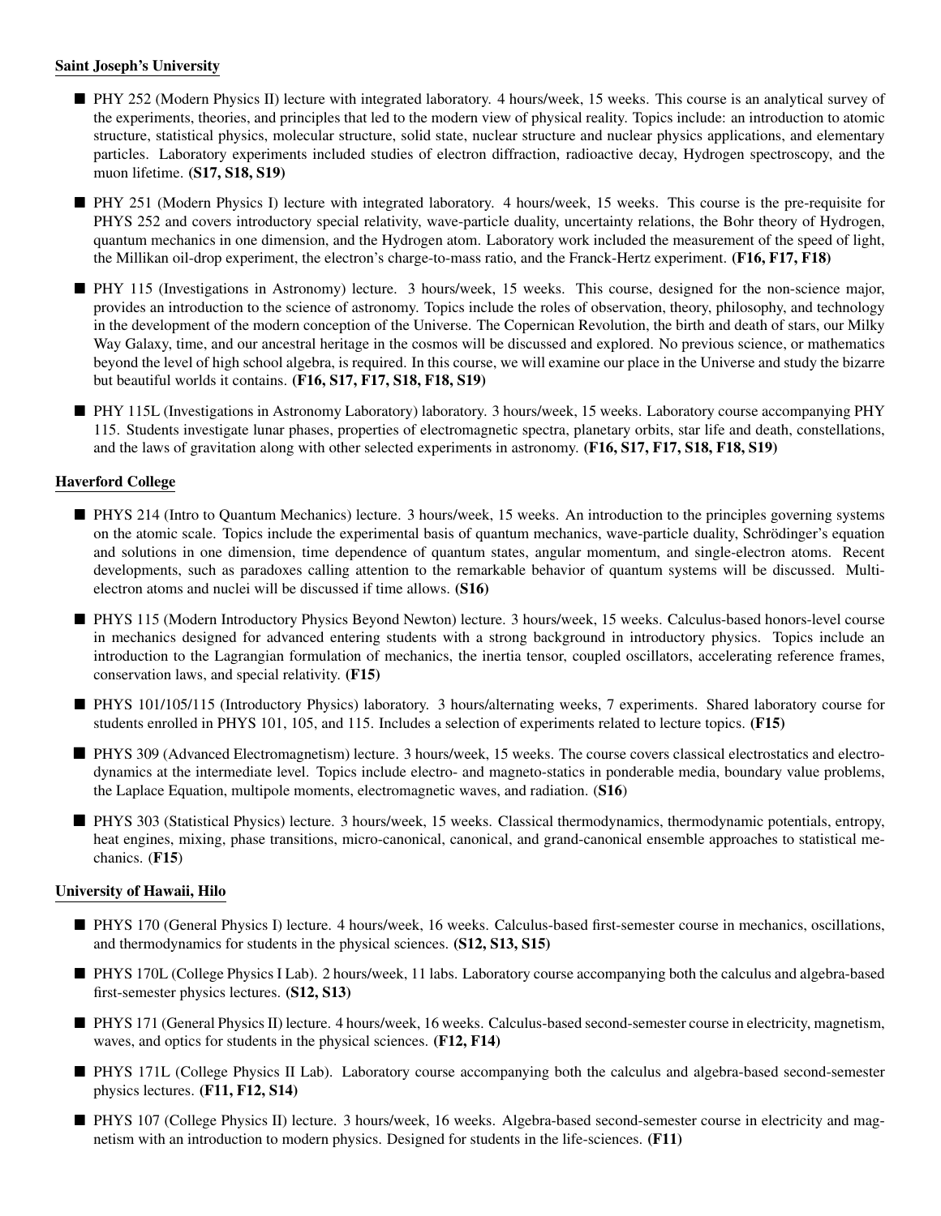**Saint Joseph's University**

- PHY 252 (Modern Physics II) lecture with integrated laboratory. 4 hours/week, 15 weeks. This course is an analytical survey of the experiments, theories, and principles that led to the modern view of physical reality. Topics include: an introduction to atomic structure, statistical physics, molecular structure, solid state, nuclear structure and nuclear physics applications, and elementary particles. Laboratory experiments included studies of electron diffraction, radioactive decay, Hydrogen spectroscopy, and the muon lifetime. **(S17, S18, S19)**

- PHY 251 (Modern Physics I) lecture with integrated laboratory. 4 hours/week, 15 weeks. This course is the pre-requisite for PHYS 252 and covers introductory special relativity, wave-particle duality, uncertainty relations, the Bohr theory of Hydrogen, quantum mechanics in one dimension, and the Hydrogen atom. Laboratory work included the measurement of the speed of light, the Millikan oil-drop experiment, the electron's charge-to-mass ratio, and the Franck-Hertz experiment. **(F16, F17, F18)**

- PHY 115 (Investigations in Astronomy) lecture. 3 hours/week, 15 weeks. This course, designed for the non-science major, provides an introduction to the science of astronomy. Topics include the roles of observation, theory, philosophy, and technology in the development of the modern conception of the Universe. The Copernican Revolution, the birth and death of stars, our Milky Way Galaxy, time, and our ancestral heritage in the cosmos will be discussed and explored. No previous science, or mathematics beyond the level of high school algebra, is required. In this course, we will examine our place in the Universe and study the bizarre but beautiful worlds it contains. **(F16, S17, F17, S18, F18, S19)**

- PHY 115L (Investigations in Astronomy Laboratory) laboratory. 3 hours/week, 15 weeks. Laboratory course accompanying PHY 115. Students investigate lunar phases, properties of electromagnetic spectra, planetary orbits, star life and death, constellations, and the laws of gravitation along with other selected experiments in astronomy. **(F16, S17, F17, S18, F18, S19)**

**Haverford College**

- PHYS 214 (Intro to Quantum Mechanics) lecture. 3 hours/week, 15 weeks. An introduction to the principles governing systems on the atomic scale. Topics include the experimental basis of quantum mechanics, wave-particle duality, Schrödinger's equation and solutions in one dimension, time dependence of quantum states, angular momentum, and single-electron atoms. Recent developments, such as paradoxes calling attention to the remarkable behavior of quantum systems will be discussed. Multi-electron atoms and nuclei will be discussed if time allows. **(S16)**

- PHYS 115 (Modern Introductory Physics Beyond Newton) lecture. 3 hours/week, 15 weeks. Calculus-based honors-level course in mechanics designed for advanced entering students with a strong background in introductory physics. Topics include an introduction to the Lagrangian formulation of mechanics, the inertia tensor, coupled oscillators, accelerating reference frames, conservation laws, and special relativity. **(F15)**

- PHYS 101/105/115 (Introductory Physics) laboratory. 3 hours/alternating weeks, 7 experiments. Shared laboratory course for students enrolled in PHYS 101, 105, and 115. Includes a selection of experiments related to lecture topics. **(F15)**

- PHYS 309 (Advanced Electromagnetism) lecture. 3 hours/week, 15 weeks. The course covers classical electrostatics and electrodynamics at the intermediate level. Topics include electro- and magneto-statics in ponderable media, boundary value problems, the Laplace Equation, multipole moments, electromagnetic waves, and radiation. (**S16**)

- PHYS 303 (Statistical Physics) lecture. 3 hours/week, 15 weeks. Classical thermodynamics, thermodynamic potentials, entropy, heat engines, mixing, phase transitions, micro-canonical, canonical, and grand-canonical ensemble approaches to statistical mechanics. (**F15**)

**University of Hawaii, Hilo**

- PHYS 170 (General Physics I) lecture. 4 hours/week, 16 weeks. Calculus-based first-semester course in mechanics, oscillations, and thermodynamics for students in the physical sciences. **(S12, S13, S15)**

- PHYS 170L (College Physics I Lab). 2 hours/week, 11 labs. Laboratory course accompanying both the calculus and algebra-based first-semester physics lectures. **(S12, S13)**

- PHYS 171 (General Physics II) lecture. 4 hours/week, 16 weeks. Calculus-based second-semester course in electricity, magnetism, waves, and optics for students in the physical sciences. **(F12, F14)**

- PHYS 171L (College Physics II Lab). Laboratory course accompanying both the calculus and algebra-based second-semester physics lectures. **(F11, F12, S14)**

- PHYS 107 (College Physics II) lecture. 3 hours/week, 16 weeks. Algebra-based second-semester course in electricity and magnetism with an introduction to modern physics. Designed for students in the life-sciences. **(F11)**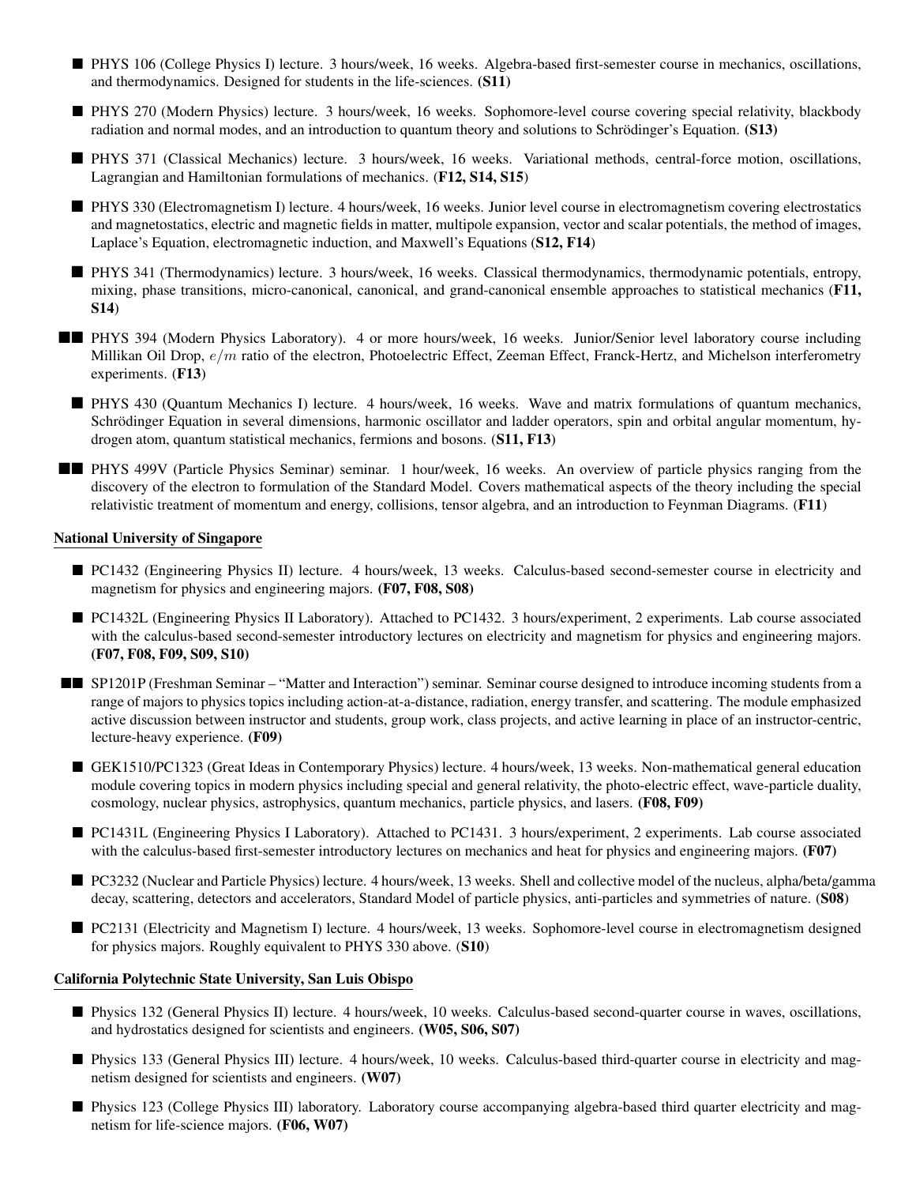- ■ PHYS 106 (College Physics I) lecture. 3 hours/week, 16 weeks. Algebra-based first-semester course in mechanics, oscillations, and thermodynamics. Designed for students in the life-sciences. **(S11)**

- ■ PHYS 270 (Modern Physics) lecture. 3 hours/week, 16 weeks. Sophomore-level course covering special relativity, blackbody radiation and normal modes, and an introduction to quantum theory and solutions to Schrödinger's Equation. **(S13)**

- ■ PHYS 371 (Classical Mechanics) lecture. 3 hours/week, 16 weeks. Variational methods, central-force motion, oscillations, Lagrangian and Hamiltonian formulations of mechanics. (**F12, S14, S15**)

- ■ PHYS 330 (Electromagnetism I) lecture. 4 hours/week, 16 weeks. Junior level course in electromagnetism covering electrostatics and magnetostatics, electric and magnetic fields in matter, multipole expansion, vector and scalar potentials, the method of images, Laplace's Equation, electromagnetic induction, and Maxwell's Equations (**S12, F14**)

- ■ PHYS 341 (Thermodynamics) lecture. 3 hours/week, 16 weeks. Classical thermodynamics, thermodynamic potentials, entropy, mixing, phase transitions, micro-canonical, canonical, and grand-canonical ensemble approaches to statistical mechanics (**F11, S14**)

- ■■ PHYS 394 (Modern Physics Laboratory). 4 or more hours/week, 16 weeks. Junior/Senior level laboratory course including Millikan Oil Drop, $e/m$ ratio of the electron, Photoelectric Effect, Zeeman Effect, Franck-Hertz, and Michelson interferometry experiments. (**F13**)

- ■ PHYS 430 (Quantum Mechanics I) lecture. 4 hours/week, 16 weeks. Wave and matrix formulations of quantum mechanics, Schrödinger Equation in several dimensions, harmonic oscillator and ladder operators, spin and orbital angular momentum, hydrogen atom, quantum statistical mechanics, fermions and bosons. (**S11, F13**)

- ■■ PHYS 499V (Particle Physics Seminar) seminar. 1 hour/week, 16 weeks. An overview of particle physics ranging from the discovery of the electron to formulation of the Standard Model. Covers mathematical aspects of the theory including the special relativistic treatment of momentum and energy, collisions, tensor algebra, and an introduction to Feynman Diagrams. (**F11**)

<u>**National University of Singapore**</u>

- ■ PC1432 (Engineering Physics II) lecture. 4 hours/week, 13 weeks. Calculus-based second-semester course in electricity and magnetism for physics and engineering majors. **(F07, F08, S08)**

- ■ PC1432L (Engineering Physics II Laboratory). Attached to PC1432. 3 hours/experiment, 2 experiments. Lab course associated with the calculus-based second-semester introductory lectures on electricity and magnetism for physics and engineering majors. **(F07, F08, F09, S09, S10)**

- ■■ SP1201P (Freshman Seminar – "Matter and Interaction") seminar. Seminar course designed to introduce incoming students from a range of majors to physics topics including action-at-a-distance, radiation, energy transfer, and scattering. The module emphasized active discussion between instructor and students, group work, class projects, and active learning in place of an instructor-centric, lecture-heavy experience. **(F09)**

- ■ GEK1510/PC1323 (Great Ideas in Contemporary Physics) lecture. 4 hours/week, 13 weeks. Non-mathematical general education module covering topics in modern physics including special and general relativity, the photo-electric effect, wave-particle duality, cosmology, nuclear physics, astrophysics, quantum mechanics, particle physics, and lasers. **(F08, F09)**

- ■ PC1431L (Engineering Physics I Laboratory). Attached to PC1431. 3 hours/experiment, 2 experiments. Lab course associated with the calculus-based first-semester introductory lectures on mechanics and heat for physics and engineering majors. **(F07)**

- ■ PC3232 (Nuclear and Particle Physics) lecture. 4 hours/week, 13 weeks. Shell and collective model of the nucleus, alpha/beta/gamma decay, scattering, detectors and accelerators, Standard Model of particle physics, anti-particles and symmetries of nature. (**S08**)

- ■ PC2131 (Electricity and Magnetism I) lecture. 4 hours/week, 13 weeks. Sophomore-level course in electromagnetism designed for physics majors. Roughly equivalent to PHYS 330 above. (**S10**)

<u>**California Polytechnic State University, San Luis Obispo**</u>

- ■ Physics 132 (General Physics II) lecture. 4 hours/week, 10 weeks. Calculus-based second-quarter course in waves, oscillations, and hydrostatics designed for scientists and engineers. **(W05, S06, S07)**

- ■ Physics 133 (General Physics III) lecture. 4 hours/week, 10 weeks. Calculus-based third-quarter course in electricity and magnetism designed for scientists and engineers. **(W07)**

- ■ Physics 123 (College Physics III) laboratory. Laboratory course accompanying algebra-based third quarter electricity and magnetism for life-science majors. **(F06, W07)**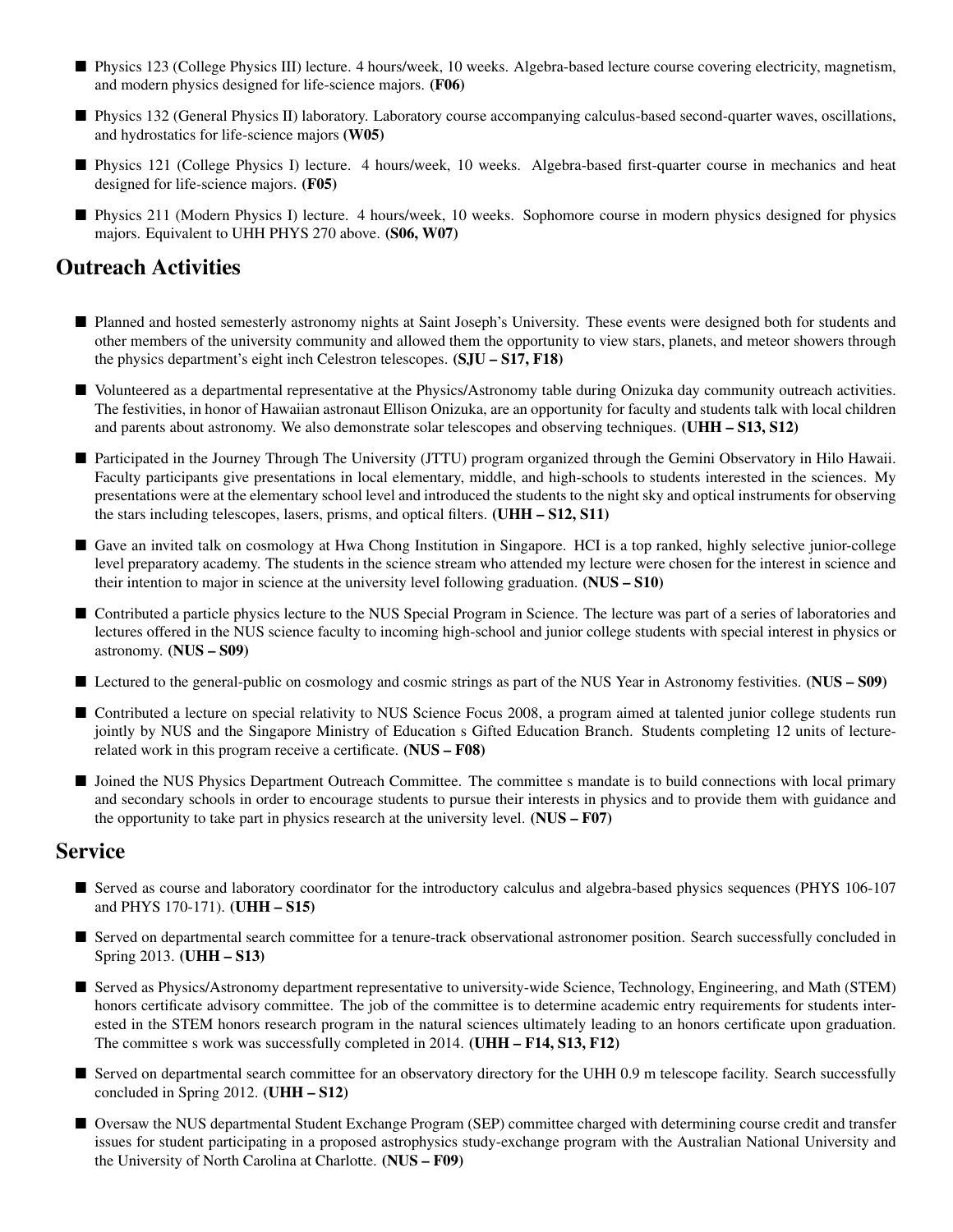- Physics 123 (College Physics III) lecture. 4 hours/week, 10 weeks. Algebra-based lecture course covering electricity, magnetism, and modern physics designed for life-science majors. **(F06)**
- Physics 132 (General Physics II) laboratory. Laboratory course accompanying calculus-based second-quarter waves, oscillations, and hydrostatics for life-science majors **(W05)**
- Physics 121 (College Physics I) lecture. 4 hours/week, 10 weeks. Algebra-based first-quarter course in mechanics and heat designed for life-science majors. **(F05)**
- Physics 211 (Modern Physics I) lecture. 4 hours/week, 10 weeks. Sophomore course in modern physics designed for physics majors. Equivalent to UHH PHYS 270 above. **(S06, W07)**

## Outreach Activities

- Planned and hosted semesterly astronomy nights at Saint Joseph's University. These events were designed both for students and other members of the university community and allowed them the opportunity to view stars, planets, and meteor showers through the physics department's eight inch Celestron telescopes. **(SJU – S17, F18)**
- Volunteered as a departmental representative at the Physics/Astronomy table during Onizuka day community outreach activities. The festivities, in honor of Hawaiian astronaut Ellison Onizuka, are an opportunity for faculty and students talk with local children and parents about astronomy. We also demonstrate solar telescopes and observing techniques. **(UHH – S13, S12)**
- Participated in the Journey Through The University (JTTU) program organized through the Gemini Observatory in Hilo Hawaii. Faculty participants give presentations in local elementary, middle, and high-schools to students interested in the sciences. My presentations were at the elementary school level and introduced the students to the night sky and optical instruments for observing the stars including telescopes, lasers, prisms, and optical filters. **(UHH – S12, S11)**
- Gave an invited talk on cosmology at Hwa Chong Institution in Singapore. HCI is a top ranked, highly selective junior-college level preparatory academy. The students in the science stream who attended my lecture were chosen for the interest in science and their intention to major in science at the university level following graduation. **(NUS – S10)**
- Contributed a particle physics lecture to the NUS Special Program in Science. The lecture was part of a series of laboratories and lectures offered in the NUS science faculty to incoming high-school and junior college students with special interest in physics or astronomy. **(NUS – S09)**
- Lectured to the general-public on cosmology and cosmic strings as part of the NUS Year in Astronomy festivities. **(NUS – S09)**
- Contributed a lecture on special relativity to NUS Science Focus 2008, a program aimed at talented junior college students run jointly by NUS and the Singapore Ministry of Education s Gifted Education Branch. Students completing 12 units of lecture-related work in this program receive a certificate. **(NUS – F08)**
- Joined the NUS Physics Department Outreach Committee. The committee s mandate is to build connections with local primary and secondary schools in order to encourage students to pursue their interests in physics and to provide them with guidance and the opportunity to take part in physics research at the university level. **(NUS – F07)**

## Service

- Served as course and laboratory coordinator for the introductory calculus and algebra-based physics sequences (PHYS 106-107 and PHYS 170-171). **(UHH – S15)**
- Served on departmental search committee for a tenure-track observational astronomer position. Search successfully concluded in Spring 2013. **(UHH – S13)**
- Served as Physics/Astronomy department representative to university-wide Science, Technology, Engineering, and Math (STEM) honors certificate advisory committee. The job of the committee is to determine academic entry requirements for students interested in the STEM honors research program in the natural sciences ultimately leading to an honors certificate upon graduation. The committee s work was successfully completed in 2014. **(UHH – F14, S13, F12)**
- Served on departmental search committee for an observatory directory for the UHH 0.9 m telescope facility. Search successfully concluded in Spring 2012. **(UHH – S12)**
- Oversaw the NUS departmental Student Exchange Program (SEP) committee charged with determining course credit and transfer issues for student participating in a proposed astrophysics study-exchange program with the Australian National University and the University of North Carolina at Charlotte. **(NUS – F09)**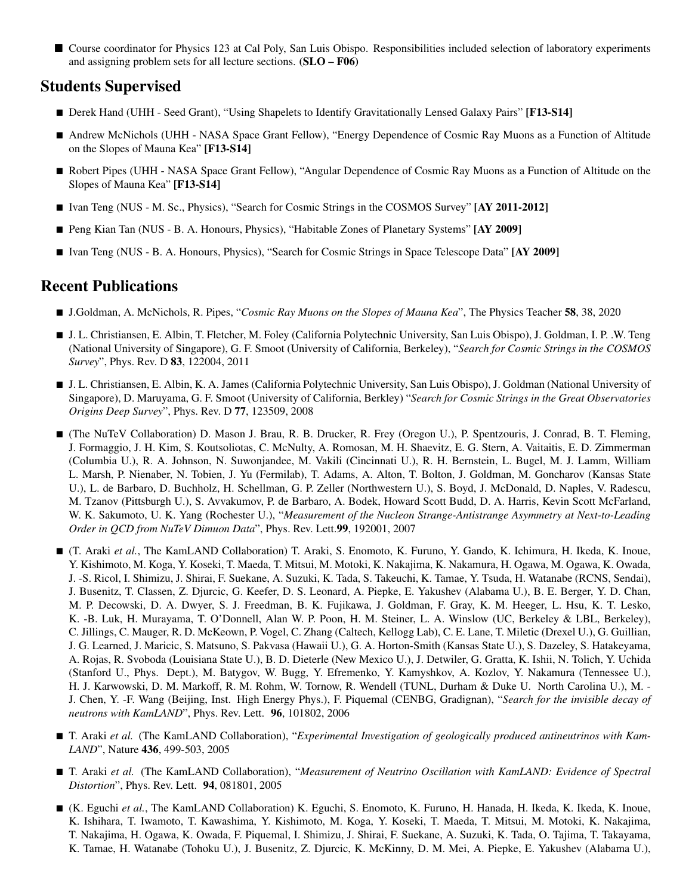- Course coordinator for Physics 123 at Cal Poly, San Luis Obispo. Responsibilities included selection of laboratory experiments and assigning problem sets for all lecture sections. **(SLO – F06)**

## Students Supervised

- Derek Hand (UHH - Seed Grant), "Using Shapelets to Identify Gravitationally Lensed Galaxy Pairs" **[F13-S14]**
- Andrew McNichols (UHH - NASA Space Grant Fellow), "Energy Dependence of Cosmic Ray Muons as a Function of Altitude on the Slopes of Mauna Kea" **[F13-S14]**
- Robert Pipes (UHH - NASA Space Grant Fellow), "Angular Dependence of Cosmic Ray Muons as a Function of Altitude on the Slopes of Mauna Kea" **[F13-S14]**
- Ivan Teng (NUS - M. Sc., Physics), "Search for Cosmic Strings in the COSMOS Survey" **[AY 2011-2012]**
- Peng Kian Tan (NUS - B. A. Honours, Physics), "Habitable Zones of Planetary Systems" **[AY 2009]**
- Ivan Teng (NUS - B. A. Honours, Physics), "Search for Cosmic Strings in Space Telescope Data" **[AY 2009]**

## Recent Publications

- J.Goldman, A. McNichols, R. Pipes, "*Cosmic Ray Muons on the Slopes of Mauna Kea*", The Physics Teacher **58**, 38, 2020
- J. L. Christiansen, E. Albin, T. Fletcher, M. Foley (California Polytechnic University, San Luis Obispo), J. Goldman, I. P. .W. Teng (National University of Singapore), G. F. Smoot (University of California, Berkeley), "*Search for Cosmic Strings in the COSMOS Survey*", Phys. Rev. D **83**, 122004, 2011
- J. L. Christiansen, E. Albin, K. A. James (California Polytechnic University, San Luis Obispo), J. Goldman (National University of Singapore), D. Maruyama, G. F. Smoot (University of California, Berkley) "*Search for Cosmic Strings in the Great Observatories Origins Deep Survey*", Phys. Rev. D **77**, 123509, 2008
- (The NuTeV Collaboration) D. Mason J. Brau, R. B. Drucker, R. Frey (Oregon U.), P. Spentzouris, J. Conrad, B. T. Fleming, J. Formaggio, J. H. Kim, S. Koutsoliotas, C. McNulty, A. Romosan, M. H. Shaevitz, E. G. Stern, A. Vaitaitis, E. D. Zimmerman (Columbia U.), R. A. Johnson, N. Suwonjandee, M. Vakili (Cincinnati U.), R. H. Bernstein, L. Bugel, M. J. Lamm, William L. Marsh, P. Nienaber, N. Tobien, J. Yu (Fermilab), T. Adams, A. Alton, T. Bolton, J. Goldman, M. Goncharov (Kansas State U.), L. de Barbaro, D. Buchholz, H. Schellman, G. P. Zeller (Northwestern U.), S. Boyd, J. McDonald, D. Naples, V. Radescu, M. Tzanov (Pittsburgh U.), S. Avvakumov, P. de Barbaro, A. Bodek, Howard Scott Budd, D. A. Harris, Kevin Scott McFarland, W. K. Sakumoto, U. K. Yang (Rochester U.), "*Measurement of the Nucleon Strange-Antistrange Asymmetry at Next-to-Leading Order in QCD from NuTeV Dimuon Data*", Phys. Rev. Lett.**99**, 192001, 2007
- (T. Araki *et al.*, The KamLAND Collaboration) T. Araki, S. Enomoto, K. Furuno, Y. Gando, K. Ichimura, H. Ikeda, K. Inoue, Y. Kishimoto, M. Koga, Y. Koseki, T. Maeda, T. Mitsui, M. Motoki, K. Nakajima, K. Nakamura, H. Ogawa, M. Ogawa, K. Owada, J. -S. Ricol, I. Shimizu, J. Shirai, F. Suekane, A. Suzuki, K. Tada, S. Takeuchi, K. Tamae, Y. Tsuda, H. Watanabe (RCNS, Sendai), J. Busenitz, T. Classen, Z. Djurcic, G. Keefer, D. S. Leonard, A. Piepke, E. Yakushev (Alabama U.), B. E. Berger, Y. D. Chan, M. P. Decowski, D. A. Dwyer, S. J. Freedman, B. K. Fujikawa, J. Goldman, F. Gray, K. M. Heeger, L. Hsu, K. T. Lesko, K. -B. Luk, H. Murayama, T. O'Donnell, Alan W. P. Poon, H. M. Steiner, L. A. Winslow (UC, Berkeley & LBL, Berkeley), C. Jillings, C. Mauger, R. D. McKeown, P. Vogel, C. Zhang (Caltech, Kellogg Lab), C. E. Lane, T. Miletic (Drexel U.), G. Guillian, J. G. Learned, J. Maricic, S. Matsuno, S. Pakvasa (Hawaii U.), G. A. Horton-Smith (Kansas State U.), S. Dazeley, S. Hatakeyama, A. Rojas, R. Svoboda (Louisiana State U.), B. D. Dieterle (New Mexico U.), J. Detwiler, G. Gratta, K. Ishii, N. Tolich, Y. Uchida (Stanford U., Phys. Dept.), M. Batygov, W. Bugg, Y. Efremenko, Y. Kamyshkov, A. Kozlov, Y. Nakamura (Tennessee U.), H. J. Karwowski, D. M. Markoff, R. M. Rohm, W. Tornow, R. Wendell (TUNL, Durham & Duke U. North Carolina U.), M. - J. Chen, Y. -F. Wang (Beijing, Inst. High Energy Phys.), F. Piquemal (CENBG, Gradignan), "*Search for the invisible decay of neutrons with KamLAND*", Phys. Rev. Lett. **96**, 101802, 2006
- T. Araki *et al.* (The KamLAND Collaboration), "*Experimental Investigation of geologically produced antineutrinos with KamLAND*", Nature **436**, 499-503, 2005
- T. Araki *et al.* (The KamLAND Collaboration), "*Measurement of Neutrino Oscillation with KamLAND: Evidence of Spectral Distortion*", Phys. Rev. Lett. **94**, 081801, 2005
- (K. Eguchi *et al.*, The KamLAND Collaboration) K. Eguchi, S. Enomoto, K. Furuno, H. Hanada, H. Ikeda, K. Ikeda, K. Inoue, K. Ishihara, T. Iwamoto, T. Kawashima, Y. Kishimoto, M. Koga, Y. Koseki, T. Maeda, T. Mitsui, M. Motoki, K. Nakajima, T. Nakajima, H. Ogawa, K. Owada, F. Piquemal, I. Shimizu, J. Shirai, F. Suekane, A. Suzuki, K. Tada, O. Tajima, T. Takayama, K. Tamae, H. Watanabe (Tohoku U.), J. Busenitz, Z. Djurcic, K. McKinny, D. M. Mei, A. Piepke, E. Yakushev (Alabama U.),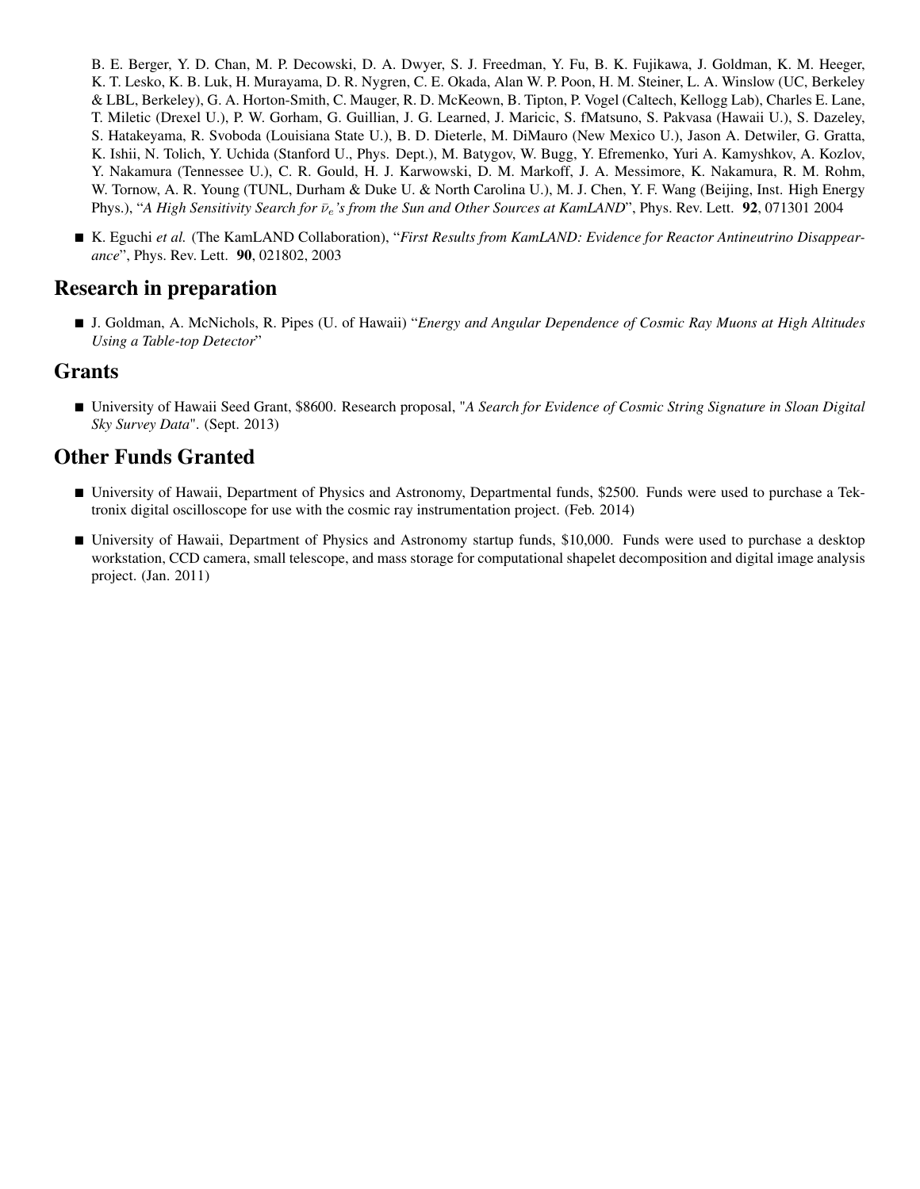B. E. Berger, Y. D. Chan, M. P. Decowski, D. A. Dwyer, S. J. Freedman, Y. Fu, B. K. Fujikawa, J. Goldman, K. M. Heeger, K. T. Lesko, K. B. Luk, H. Murayama, D. R. Nygren, C. E. Okada, Alan W. P. Poon, H. M. Steiner, L. A. Winslow (UC, Berkeley & LBL, Berkeley), G. A. Horton-Smith, C. Mauger, R. D. McKeown, B. Tipton, P. Vogel (Caltech, Kellogg Lab), Charles E. Lane, T. Miletic (Drexel U.), P. W. Gorham, G. Guillian, J. G. Learned, J. Maricic, S. fMatsuno, S. Pakvasa (Hawaii U.), S. Dazeley, S. Hatakeyama, R. Svoboda (Louisiana State U.), B. D. Dieterle, M. DiMauro (New Mexico U.), Jason A. Detwiler, G. Gratta, K. Ishii, N. Tolich, Y. Uchida (Stanford U., Phys. Dept.), M. Batygov, W. Bugg, Y. Efremenko, Yuri A. Kamyshkov, A. Kozlov, Y. Nakamura (Tennessee U.), C. R. Gould, H. J. Karwowski, D. M. Markoff, J. A. Messimore, K. Nakamura, R. M. Rohm, W. Tornow, A. R. Young (TUNL, Durham & Duke U. & North Carolina U.), M. J. Chen, Y. F. Wang (Beijing, Inst. High Energy Phys.), "*A High Sensitivity Search for $\bar{\nu}_e$'s from the Sun and Other Sources at KamLAND*", Phys. Rev. Lett. **92**, 071301 2004

- K. Eguchi *et al.* (The KamLAND Collaboration), "*First Results from KamLAND: Evidence for Reactor Antineutrino Disappearance*", Phys. Rev. Lett. **90**, 021802, 2003

## Research in preparation

- J. Goldman, A. McNichols, R. Pipes (U. of Hawaii) "*Energy and Angular Dependence of Cosmic Ray Muons at High Altitudes Using a Table-top Detector*"

## Grants

- University of Hawaii Seed Grant, $8600. Research proposal, "*A Search for Evidence of Cosmic String Signature in Sloan Digital Sky Survey Data*". (Sept. 2013)

## Other Funds Granted

- University of Hawaii, Department of Physics and Astronomy, Departmental funds, $2500. Funds were used to purchase a Tektronix digital oscilloscope for use with the cosmic ray instrumentation project. (Feb. 2014)
- University of Hawaii, Department of Physics and Astronomy startup funds, $10,000. Funds were used to purchase a desktop workstation, CCD camera, small telescope, and mass storage for computational shapelet decomposition and digital image analysis project. (Jan. 2011)